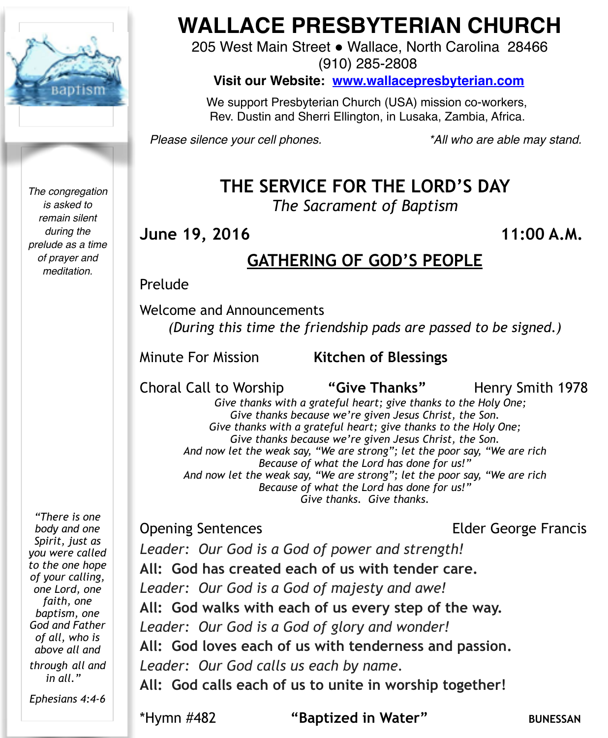# WALLACE PRESBYTERIAN CHURCH

205 West Main Street ● Wallace, North Carolina 28466
(910) 285-2808

**Visit our Website: www.wallacepresbyterian.com**

We support Presbyterian Church (USA) mission co-workers, Rev. Dustin and Sherri Ellington, in Lusaka, Zambia, Africa.

*Please silence your cell phones.* *\*All who are able may stand.*

*The congregation is asked to remain silent during the prelude as a time of prayer and meditation.*

*"There is one body and one Spirit, just as you were called to the one hope of your calling, one Lord, one faith, one baptism, one God and Father of all, who is above all and through all and in all."*

*Ephesians 4:4-6*

## THE SERVICE FOR THE LORD'S DAY

*The Sacrament of Baptism*

**June 19, 2016** **11:00 A.M.**

## GATHERING OF GOD'S PEOPLE

Prelude

Welcome and Announcements
*(During this time the friendship pads are passed to be signed.)*

Minute For Mission **Kitchen of Blessings**

Choral Call to Worship **"Give Thanks"** Henry Smith 1978

*Give thanks with a grateful heart; give thanks to the Holy One;*
*Give thanks because we're given Jesus Christ, the Son.*
*Give thanks with a grateful heart; give thanks to the Holy One;*
*Give thanks because we're given Jesus Christ, the Son.*
*And now let the weak say, "We are strong"; let the poor say, "We are rich*
*Because of what the Lord has done for us!"*
*And now let the weak say, "We are strong"; let the poor say, "We are rich*
*Because of what the Lord has done for us!"*
*Give thanks. Give thanks.*

Opening Sentences Elder George Francis

*Leader: Our God is a God of power and strength!*
**All: God has created each of us with tender care.**
*Leader: Our God is a God of majesty and awe!*
**All: God walks with each of us every step of the way.**
*Leader: Our God is a God of glory and wonder!*
**All: God loves each of us with tenderness and passion.**
*Leader: Our God calls us each by name.*
**All: God calls each of us to unite in worship together!**

*Hymn #482 **"Baptized in Water"** BUNESSAN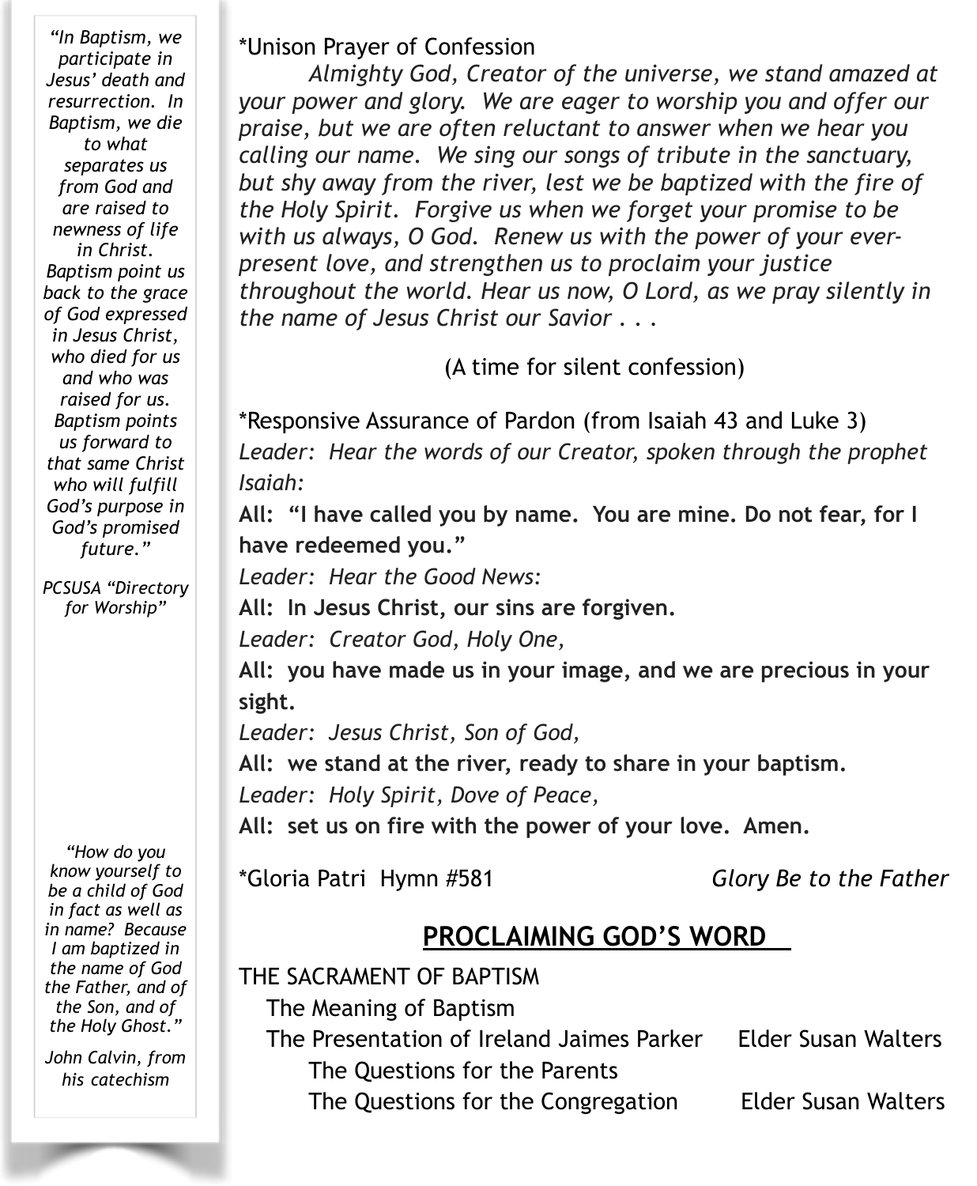\*Unison Prayer of Confession

*Almighty God, Creator of the universe, we stand amazed at your power and glory. We are eager to worship you and offer our praise, but we are often reluctant to answer when we hear you calling our name. We sing our songs of tribute in the sanctuary, but shy away from the river, lest we be baptized with the fire of the Holy Spirit. Forgive us when we forget your promise to be with us always, O God. Renew us with the power of your ever-present love, and strengthen us to proclaim your justice throughout the world. Hear us now, O Lord, as we pray silently in the name of Jesus Christ our Savior . . .*

(A time for silent confession)

\*Responsive Assurance of Pardon (from Isaiah 43 and Luke 3)

*Leader: Hear the words of our Creator, spoken through the prophet Isaiah:*

**All: "I have called you by name. You are mine. Do not fear, for I have redeemed you."**

*Leader: Hear the Good News:*

**All: In Jesus Christ, our sins are forgiven.**

*Leader: Creator God, Holy One,*

**All: you have made us in your image, and we are precious in your sight.**

*Leader: Jesus Christ, Son of God,*

**All: we stand at the river, ready to share in your baptism.**

*Leader: Holy Spirit, Dove of Peace,*

**All: set us on fire with the power of your love. Amen.**

\*Gloria Patri Hymn #581 *Glory Be to the Father*

## PROCLAIMING GOD'S WORD

THE SACRAMENT OF BAPTISM

The Meaning of Baptism

The Presentation of Ireland Jaimes Parker — Elder Susan Walters

The Questions for the Parents

The Questions for the Congregation — Elder Susan Walters

*"In Baptism, we participate in Jesus' death and resurrection. In Baptism, we die to what separates us from God and are raised to newness of life in Christ. Baptism point us back to the grace of God expressed in Jesus Christ, who died for us and who was raised for us. Baptism points us forward to that same Christ who will fulfill God's purpose in God's promised future."*

*PCSUSA "Directory for Worship"*

*"How do you know yourself to be a child of God in fact as well as in name? Because I am baptized in the name of God the Father, and of the Son, and of the Holy Ghost."*

*John Calvin, from his catechism*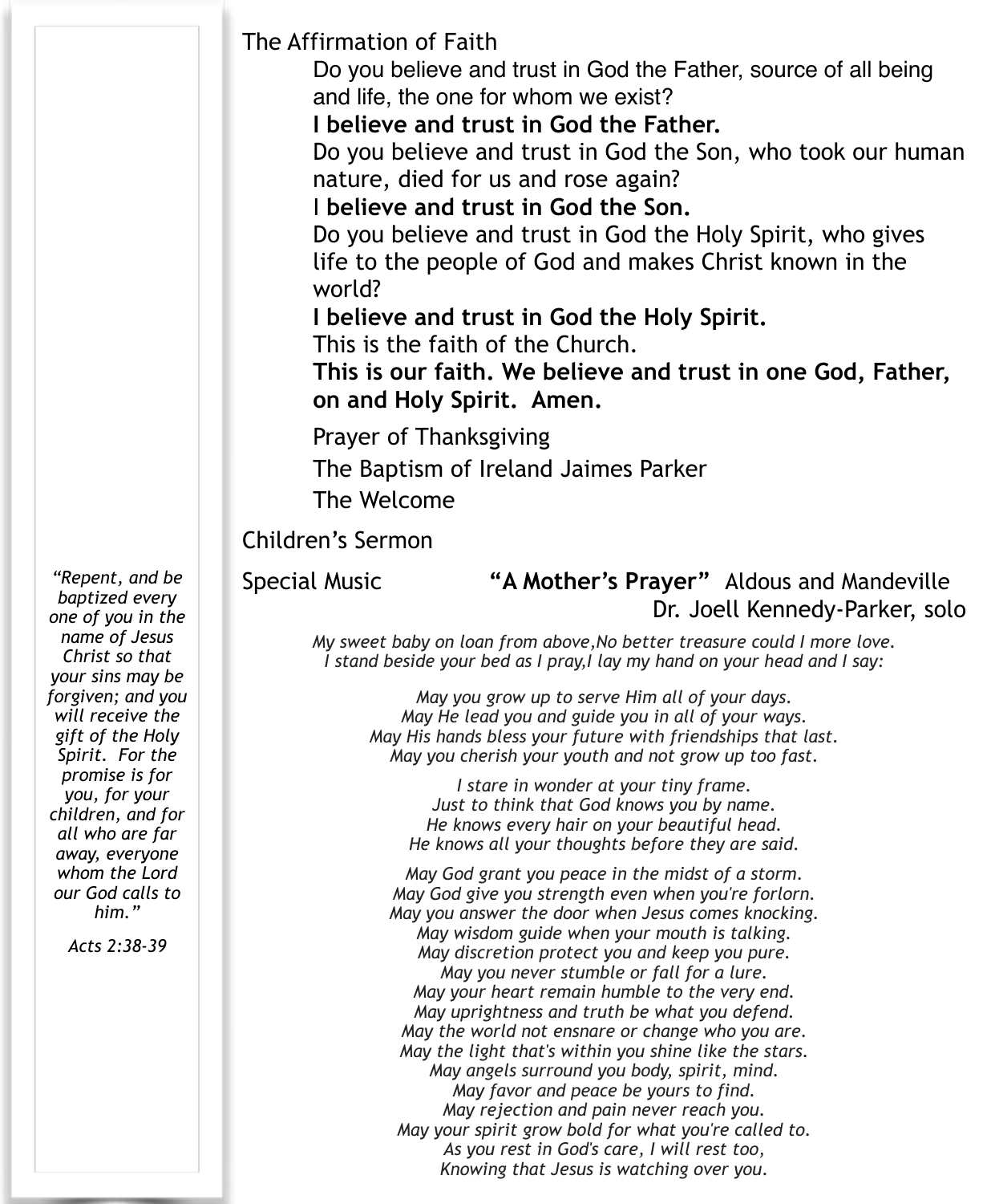The Affirmation of Faith

Do you believe and trust in God the Father, source of all being and life, the one for whom we exist?

**I believe and trust in God the Father.**

Do you believe and trust in God the Son, who took our human nature, died for us and rose again?

I **believe and trust in God the Son.**

Do you believe and trust in God the Holy Spirit, who gives life to the people of God and makes Christ known in the world?

**I believe and trust in God the Holy Spirit.**

This is the faith of the Church.

**This is our faith. We believe and trust in one God, Father, on and Holy Spirit. Amen.**

Prayer of Thanksgiving

The Baptism of Ireland Jaimes Parker

The Welcome

Children's Sermon

Special Music **"A Mother's Prayer"** Aldous and Mandeville
Dr. Joell Kennedy-Parker, solo

*My sweet baby on loan from above,No better treasure could I more love.*
*I stand beside your bed as I pray,I lay my hand on your head and I say:*

*May you grow up to serve Him all of your days.*
*May He lead you and guide you in all of your ways.*
*May His hands bless your future with friendships that last.*
*May you cherish your youth and not grow up too fast.*

*I stare in wonder at your tiny frame.*
*Just to think that God knows you by name.*
*He knows every hair on your beautiful head.*
*He knows all your thoughts before they are said.*

*May God grant you peace in the midst of a storm.*
*May God give you strength even when you're forlorn.*
*May you answer the door when Jesus comes knocking.*
*May wisdom guide when your mouth is talking.*
*May discretion protect you and keep you pure.*
*May you never stumble or fall for a lure.*
*May your heart remain humble to the very end.*
*May uprightness and truth be what you defend.*
*May the world not ensnare or change who you are.*
*May the light that's within you shine like the stars.*
*May angels surround you body, spirit, mind.*
*May favor and peace be yours to find.*
*May rejection and pain never reach you.*
*May your spirit grow bold for what you're called to.*
*As you rest in God's care, I will rest too,*
*Knowing that Jesus is watching over you.*

*"Repent, and be baptized every one of you in the name of Jesus Christ so that your sins may be forgiven; and you will receive the gift of the Holy Spirit. For the promise is for you, for your children, and for all who are far away, everyone whom the Lord our God calls to him."*

*Acts 2:38-39*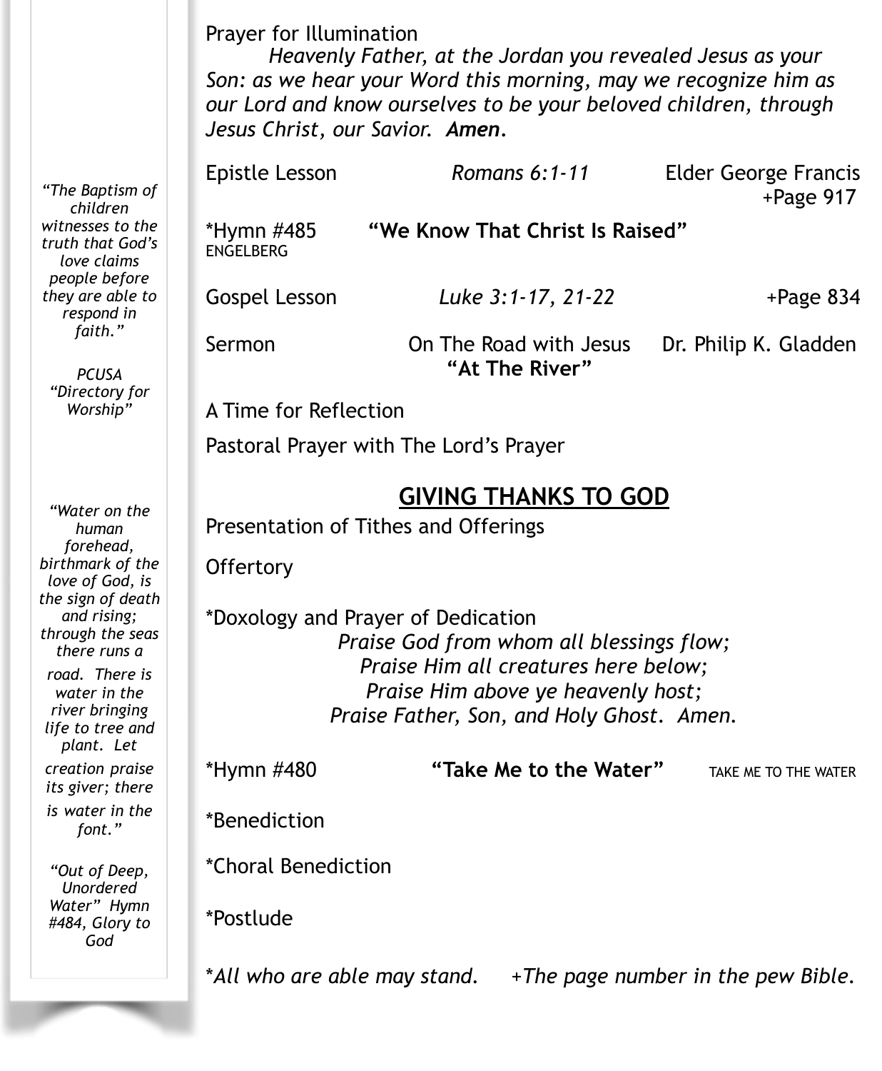Prayer for Illumination

*Heavenly Father, at the Jordan you revealed Jesus as your Son: as we hear your Word this morning, may we recognize him as our Lord and know ourselves to be your beloved children, through Jesus Christ, our Savior.* ***Amen.***

Epistle Lesson — *Romans 6:1-11* — Elder George Francis +Page 917

*Hymn #485 **"We Know That Christ Is Raised"**
ENGELBERG

Gospel Lesson — *Luke 3:1-17, 21-22* — +Page 834

Sermon — On The Road with Jesus **"At The River"** — Dr. Philip K. Gladden

A Time for Reflection

Pastoral Prayer with The Lord's Prayer

## GIVING THANKS TO GOD

Presentation of Tithes and Offerings

Offertory

*Doxology and Prayer of Dedication

*Praise God from whom all blessings flow;*
*Praise Him all creatures here below;*
*Praise Him above ye heavenly host;*
*Praise Father, Son, and Holy Ghost. Amen.*

*Hymn #480 **"Take Me to the Water"** TAKE ME TO THE WATER

*Benediction

*Choral Benediction

*Postlude

**All who are able may stand.* *+The page number in the pew Bible.*

---

*"The Baptism of children witnesses to the truth that God's love claims people before they are able to respond in faith."*

*PCUSA "Directory for Worship"*

*"Water on the human forehead, birthmark of the love of God, is the sign of death and rising; through the seas there runs a road. There is water in the river bringing life to tree and plant. Let creation praise its giver; there is water in the font."*

*"Out of Deep, Unordered Water" Hymn #484, Glory to God*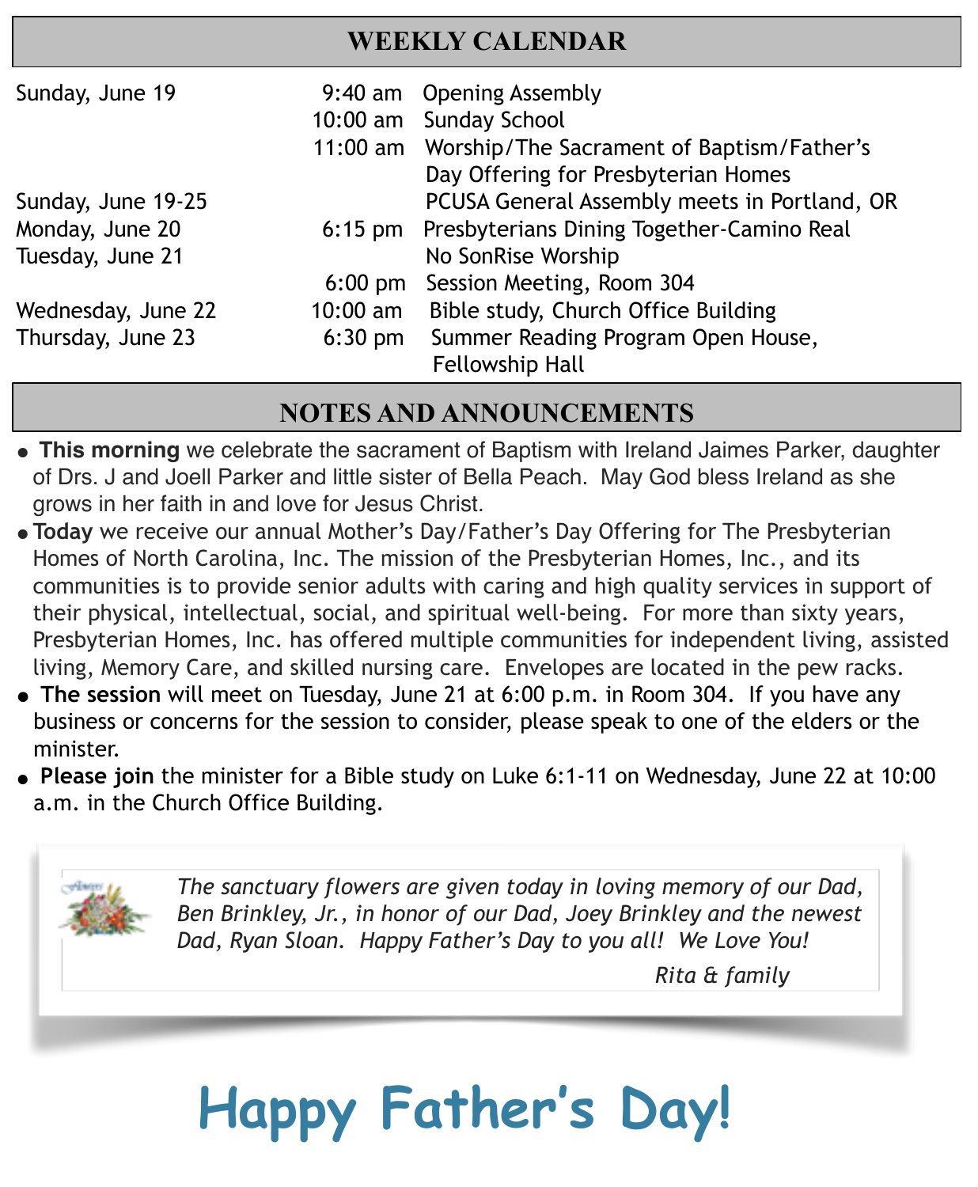## WEEKLY CALENDAR

| | | |
|---|---|---|
| Sunday, June 19 | 9:40 am | Opening Assembly |
| | 10:00 am | Sunday School |
| | 11:00 am | Worship/The Sacrament of Baptism/Father's Day Offering for Presbyterian Homes |
| Sunday, June 19-25 | | PCUSA General Assembly meets in Portland, OR |
| Monday, June 20 | 6:15 pm | Presbyterians Dining Together-Camino Real |
| Tuesday, June 21 | | No SonRise Worship |
| | 6:00 pm | Session Meeting, Room 304 |
| Wednesday, June 22 | 10:00 am | Bible study, Church Office Building |
| Thursday, June 23 | 6:30 pm | Summer Reading Program Open House, Fellowship Hall |

## NOTES AND ANNOUNCEMENTS

- **This morning** we celebrate the sacrament of Baptism with Ireland Jaimes Parker, daughter of Drs. J and Joell Parker and little sister of Bella Peach. May God bless Ireland as she grows in her faith in and love for Jesus Christ.
- **Today** we receive our annual Mother's Day/Father's Day Offering for The Presbyterian Homes of North Carolina, Inc. The mission of the Presbyterian Homes, Inc., and its communities is to provide senior adults with caring and high quality services in support of their physical, intellectual, social, and spiritual well-being. For more than sixty years, Presbyterian Homes, Inc. has offered multiple communities for independent living, assisted living, Memory Care, and skilled nursing care. Envelopes are located in the pew racks.
- **The session** will meet on Tuesday, June 21 at 6:00 p.m. in Room 304. If you have any business or concerns for the session to consider, please speak to one of the elders or the minister.
- **Please join** the minister for a Bible study on Luke 6:1-11 on Wednesday, June 22 at 10:00 a.m. in the Church Office Building.

*The sanctuary flowers are given today in loving memory of our Dad, Ben Brinkley, Jr., in honor of our Dad, Joey Brinkley and the newest Dad, Ryan Sloan. Happy Father's Day to you all! We Love You!*

*Rita & family*

# Happy Father's Day!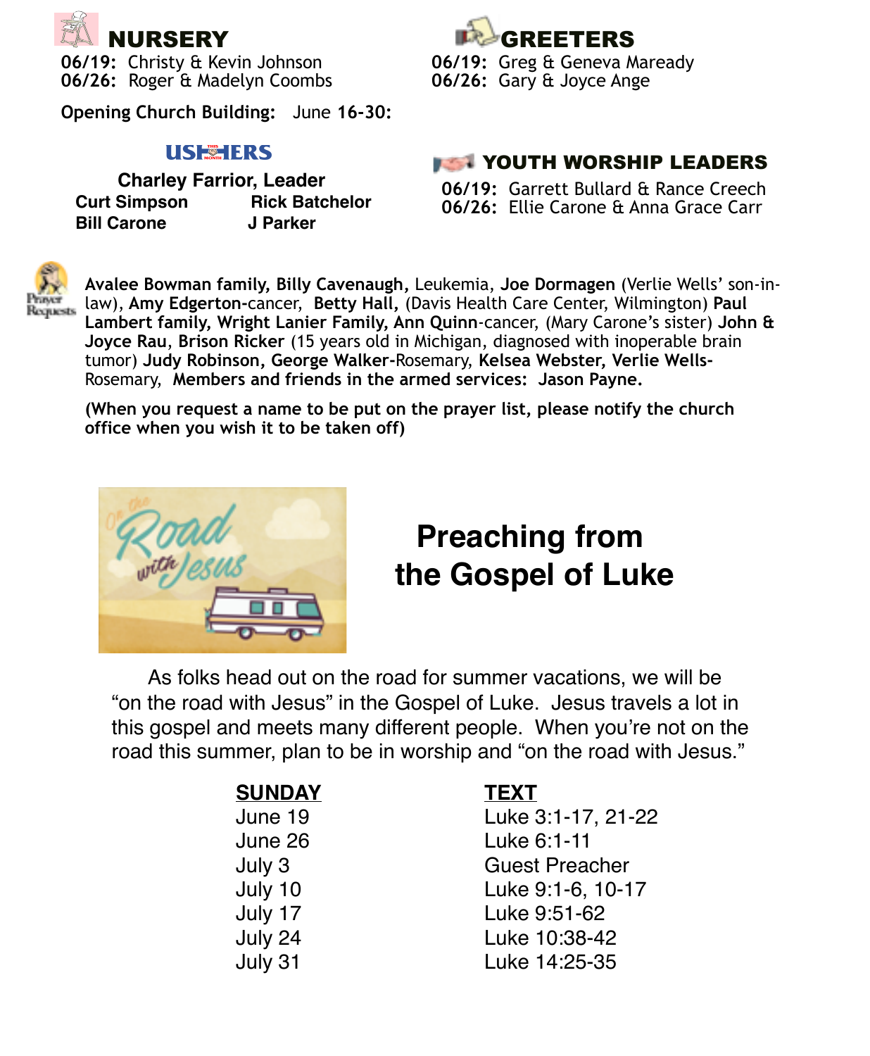## NURSERY

**06/19:** Christy & Kevin Johnson
**06/26:** Roger & Madelyn Coombs

**Opening Church Building:** June **16-30:**

## USHERS

**Charley Farrior, Leader**

| | |
|---|---|
| **Curt Simpson** | **Rick Batchelor** |
| **Bill Carone** | **J Parker** |

## GREETERS

**06/19:** Greg & Geneva Maready
**06/26:** Gary & Joyce Ange

## YOUTH WORSHIP LEADERS

**06/19:** Garrett Bullard & Rance Creech
**06/26:** Ellie Carone & Anna Grace Carr

## Prayer Requests

**Avalee Bowman family, Billy Cavenaugh,** Leukemia, **Joe Dormagen** (Verlie Wells' son-in-law), **Amy Edgerton-**cancer, **Betty Hall,** (Davis Health Care Center, Wilmington) **Paul Lambert family, Wright Lanier Family, Ann Quinn**-cancer, (Mary Carone's sister) **John & Joyce Rau**, **Brison Ricker** (15 years old in Michigan, diagnosed with inoperable brain tumor) **Judy Robinson, George Walker-**Rosemary, **Kelsea Webster, Verlie Wells-**Rosemary, **Members and friends in the armed services: Jason Payne.**

**(When you request a name to be put on the prayer list, please notify the church office when you wish it to be taken off)**

On the Road with Jesus

# Preaching from the Gospel of Luke

As folks head out on the road for summer vacations, we will be "on the road with Jesus" in the Gospel of Luke. Jesus travels a lot in this gospel and meets many different people. When you're not on the road this summer, plan to be in worship and "on the road with Jesus."

| SUNDAY | TEXT |
|---|---|
| June 19 | Luke 3:1-17, 21-22 |
| June 26 | Luke 6:1-11 |
| July 3 | Guest Preacher |
| July 10 | Luke 9:1-6, 10-17 |
| July 17 | Luke 9:51-62 |
| July 24 | Luke 10:38-42 |
| July 31 | Luke 14:25-35 |